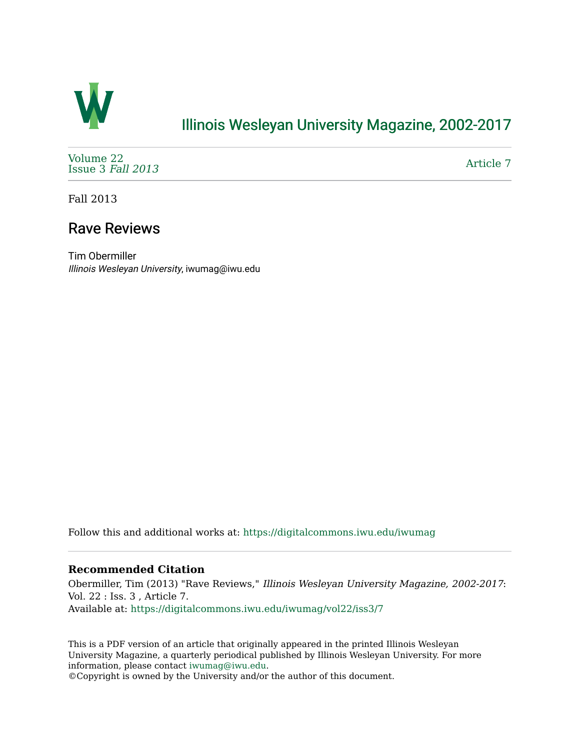Illinois Wesleyan University Magazine, 2002-2017

Volume 22
Issue 3 *Fall 2013*

Article 7

Fall 2013

# Rave Reviews

Tim Obermiller
*Illinois Wesleyan University*, iwumag@iwu.edu

Follow this and additional works at: https://digitalcommons.iwu.edu/iwumag

**Recommended Citation**
Obermiller, Tim (2013) "Rave Reviews," *Illinois Wesleyan University Magazine, 2002-2017*: Vol. 22 : Iss. 3 , Article 7.
Available at: https://digitalcommons.iwu.edu/iwumag/vol22/iss3/7

This is a PDF version of an article that originally appeared in the printed Illinois Wesleyan University Magazine, a quarterly periodical published by Illinois Wesleyan University. For more information, please contact iwumag@iwu.edu.
©Copyright is owned by the University and/or the author of this document.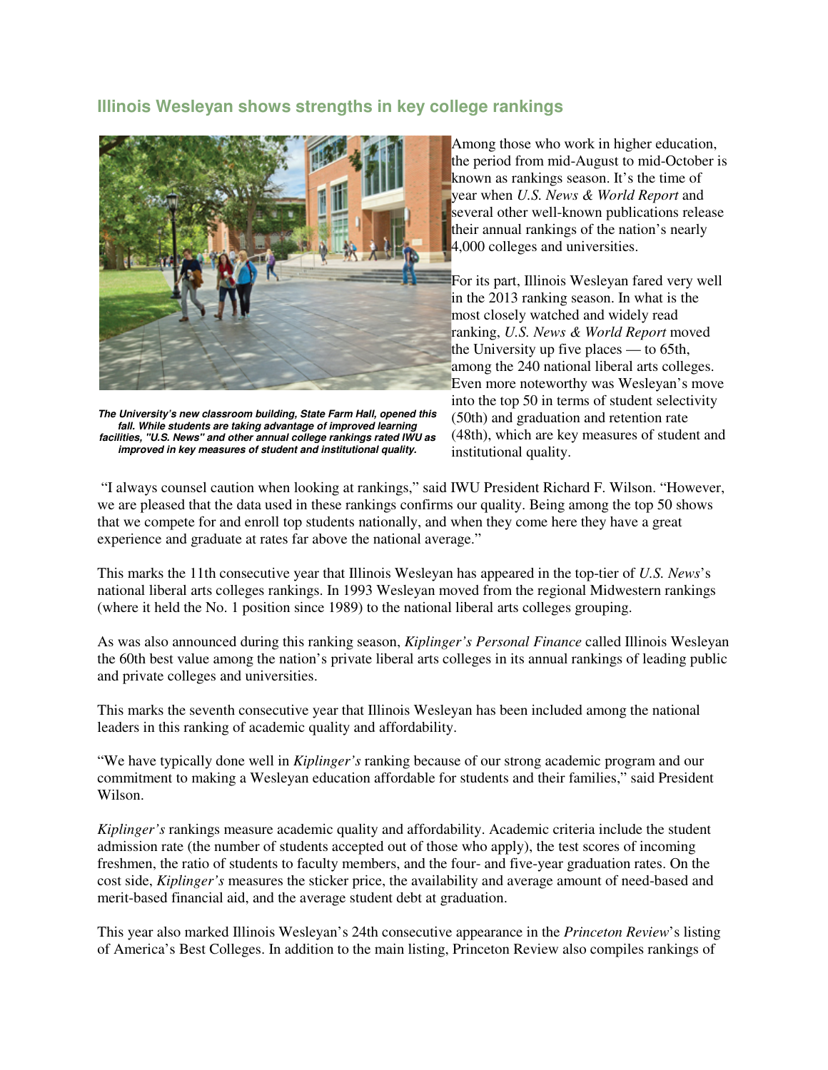## Illinois Wesleyan shows strengths in key college rankings

*The University's new classroom building, State Farm Hall, opened this fall. While students are taking advantage of improved learning facilities, "U.S. News" and other annual college rankings rated IWU as improved in key measures of student and institutional quality.*

Among those who work in higher education, the period from mid-August to mid-October is known as rankings season. It's the time of year when *U.S. News & World Report* and several other well-known publications release their annual rankings of the nation's nearly 4,000 colleges and universities.

For its part, Illinois Wesleyan fared very well in the 2013 ranking season. In what is the most closely watched and widely read ranking, *U.S. News & World Report* moved the University up five places — to 65th, among the 240 national liberal arts colleges. Even more noteworthy was Wesleyan's move into the top 50 in terms of student selectivity (50th) and graduation and retention rate (48th), which are key measures of student and institutional quality.

"I always counsel caution when looking at rankings," said IWU President Richard F. Wilson. "However, we are pleased that the data used in these rankings confirms our quality. Being among the top 50 shows that we compete for and enroll top students nationally, and when they come here they have a great experience and graduate at rates far above the national average."

This marks the 11th consecutive year that Illinois Wesleyan has appeared in the top-tier of *U.S. News*'s national liberal arts colleges rankings. In 1993 Wesleyan moved from the regional Midwestern rankings (where it held the No. 1 position since 1989) to the national liberal arts colleges grouping.

As was also announced during this ranking season, *Kiplinger's Personal Finance* called Illinois Wesleyan the 60th best value among the nation's private liberal arts colleges in its annual rankings of leading public and private colleges and universities.

This marks the seventh consecutive year that Illinois Wesleyan has been included among the national leaders in this ranking of academic quality and affordability.

"We have typically done well in *Kiplinger's* ranking because of our strong academic program and our commitment to making a Wesleyan education affordable for students and their families," said President Wilson.

*Kiplinger's* rankings measure academic quality and affordability. Academic criteria include the student admission rate (the number of students accepted out of those who apply), the test scores of incoming freshmen, the ratio of students to faculty members, and the four- and five-year graduation rates. On the cost side, *Kiplinger's* measures the sticker price, the availability and average amount of need-based and merit-based financial aid, and the average student debt at graduation.

This year also marked Illinois Wesleyan's 24th consecutive appearance in the *Princeton Review*'s listing of America's Best Colleges. In addition to the main listing, Princeton Review also compiles rankings of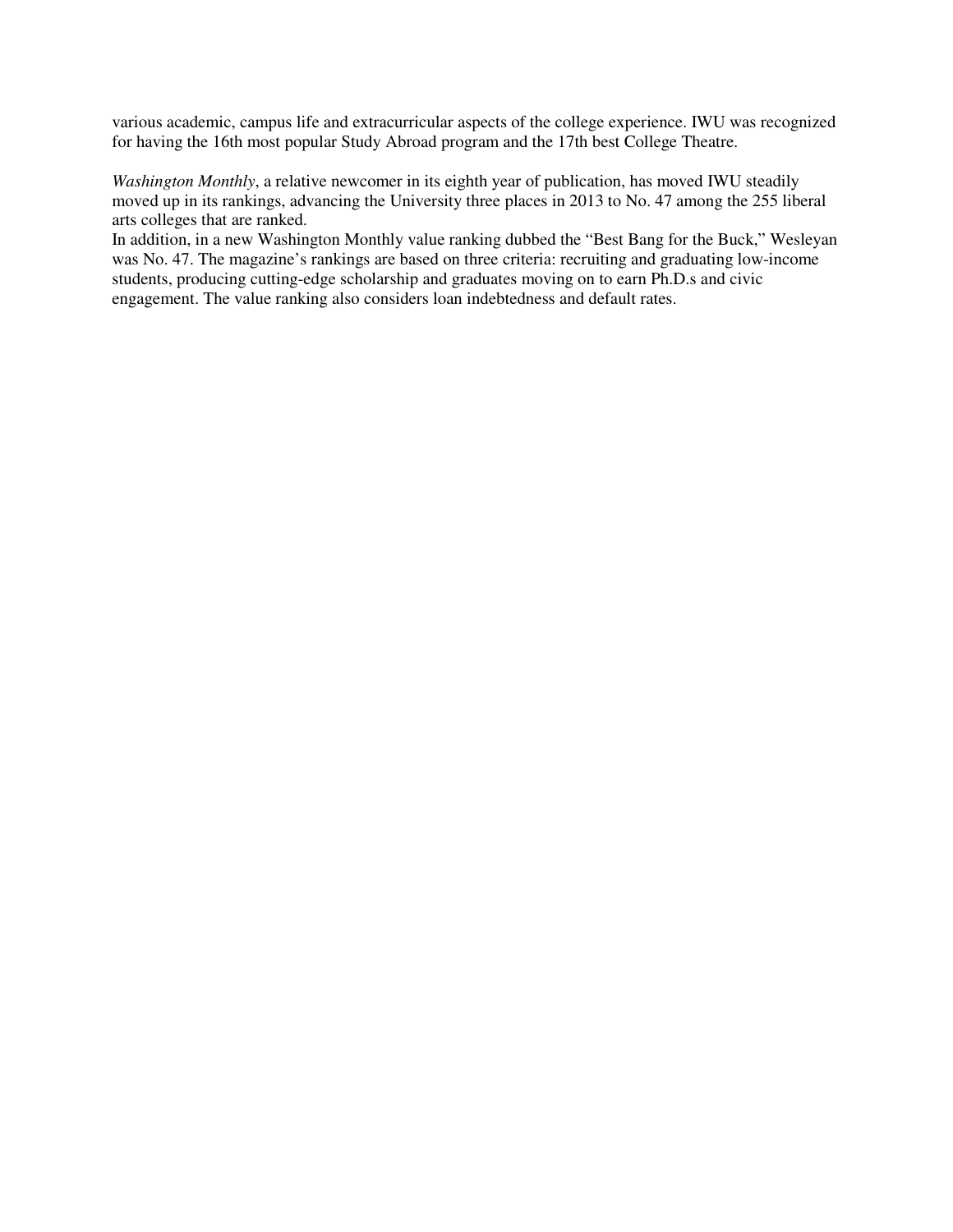various academic, campus life and extracurricular aspects of the college experience. IWU was recognized for having the 16th most popular Study Abroad program and the 17th best College Theatre.

*Washington Monthly*, a relative newcomer in its eighth year of publication, has moved IWU steadily moved up in its rankings, advancing the University three places in 2013 to No. 47 among the 255 liberal arts colleges that are ranked.
In addition, in a new Washington Monthly value ranking dubbed the "Best Bang for the Buck," Wesleyan was No. 47. The magazine's rankings are based on three criteria: recruiting and graduating low-income students, producing cutting-edge scholarship and graduates moving on to earn Ph.D.s and civic engagement. The value ranking also considers loan indebtedness and default rates.